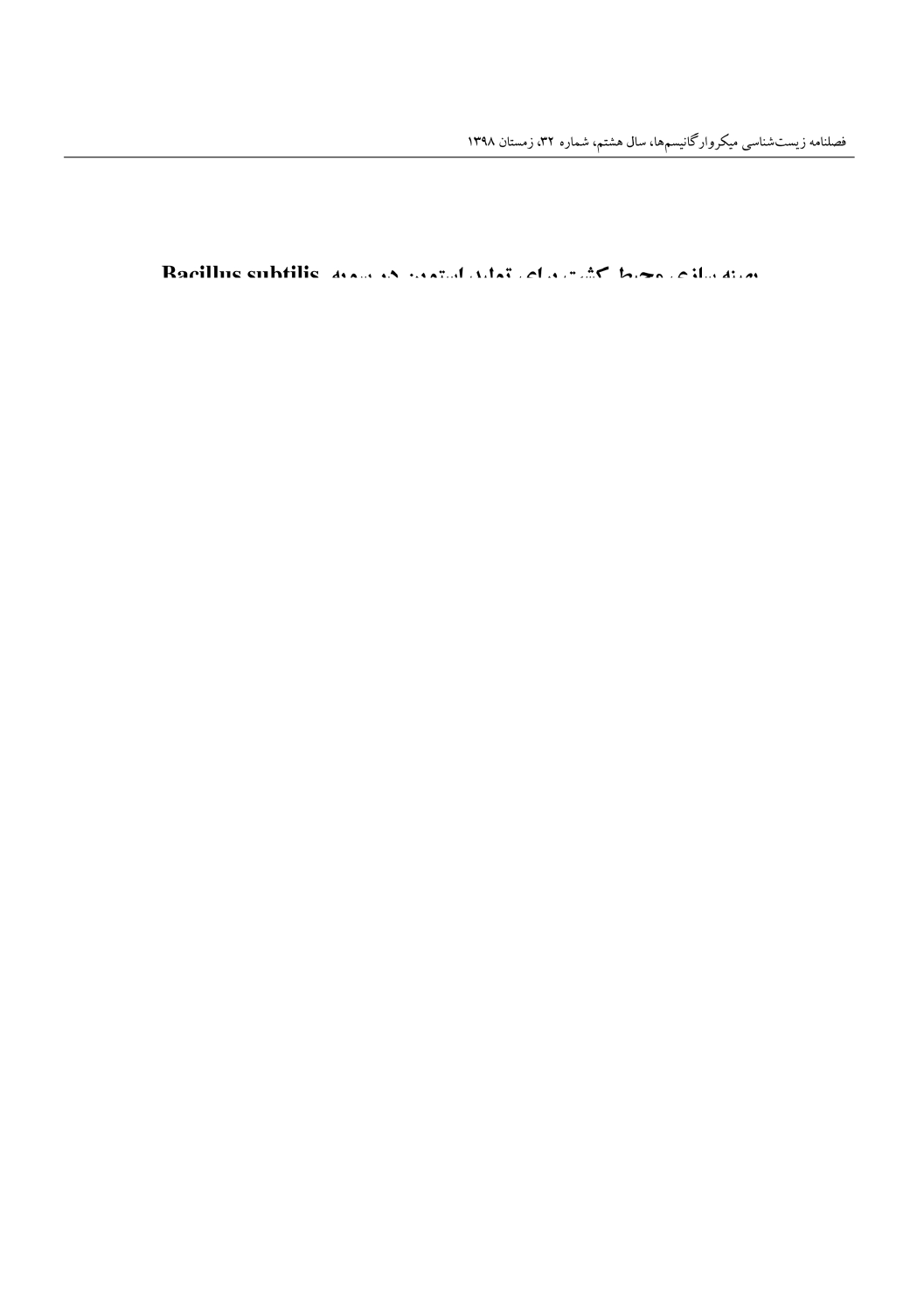# بهینه سازی محیط کشت برای تولید استوئین در سویه Bacillus subtilis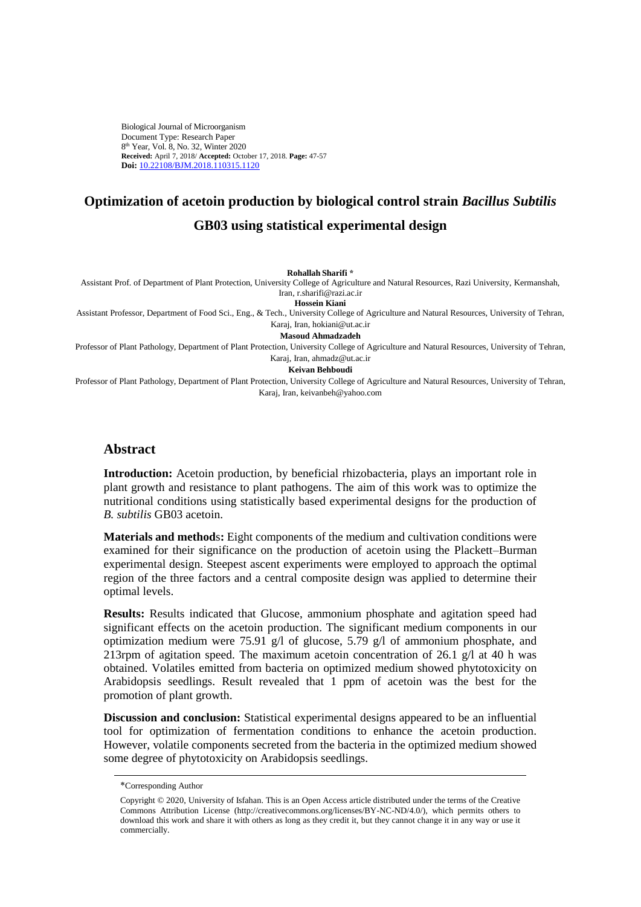Biological Journal of Microorganism
Document Type: Research Paper
8th Year, Vol. 8, No. 32, Winter 2020
**Received:** April 7, 2018/ **Accepted:** October 17, 2018. **Page:** 47-57
**Doi:** 10.22108/BJM.2018.110315.1120

# Optimization of acetoin production by biological control strain *Bacillus Subtilis* GB03 using statistical experimental design

**Rohallah Sharifi** *

Assistant Prof. of Department of Plant Protection, University College of Agriculture and Natural Resources, Razi University, Kermanshah, Iran, r.sharifi@razi.ac.ir

**Hossein Kiani**

Assistant Professor, Department of Food Sci., Eng., & Tech., University College of Agriculture and Natural Resources, University of Tehran, Karaj, Iran, hokiani@ut.ac.ir

**Masoud Ahmadzadeh**

Professor of Plant Pathology, Department of Plant Protection, University College of Agriculture and Natural Resources, University of Tehran, Karaj, Iran, ahmadz@ut.ac.ir

**Keivan Behboudi**

Professor of Plant Pathology, Department of Plant Protection, University College of Agriculture and Natural Resources, University of Tehran, Karaj, Iran, keivanbeh@yahoo.com

## Abstract

**Introduction:** Acetoin production, by beneficial rhizobacteria, plays an important role in plant growth and resistance to plant pathogens. The aim of this work was to optimize the nutritional conditions using statistically based experimental designs for the production of *B. subtilis* GB03 acetoin.

**Materials and methods:** Eight components of the medium and cultivation conditions were examined for their significance on the production of acetoin using the Plackett–Burman experimental design. Steepest ascent experiments were employed to approach the optimal region of the three factors and a central composite design was applied to determine their optimal levels.

**Results:** Results indicated that Glucose, ammonium phosphate and agitation speed had significant effects on the acetoin production. The significant medium components in our optimization medium were 75.91 g/l of glucose, 5.79 g/l of ammonium phosphate, and 213rpm of agitation speed. The maximum acetoin concentration of 26.1 g/l at 40 h was obtained. Volatiles emitted from bacteria on optimized medium showed phytotoxicity on Arabidopsis seedlings. Result revealed that 1 ppm of acetoin was the best for the promotion of plant growth.

**Discussion and conclusion:** Statistical experimental designs appeared to be an influential tool for optimization of fermentation conditions to enhance the acetoin production. However, volatile components secreted from the bacteria in the optimized medium showed some degree of phytotoxicity on Arabidopsis seedlings.

*Corresponding Author

Copyright © 2020, University of Isfahan. This is an Open Access article distributed under the terms of the Creative Commons Attribution License (http://creativecommons.org/licenses/BY-NC-ND/4.0/), which permits others to download this work and share it with others as long as they credit it, but they cannot change it in any way or use it commercially.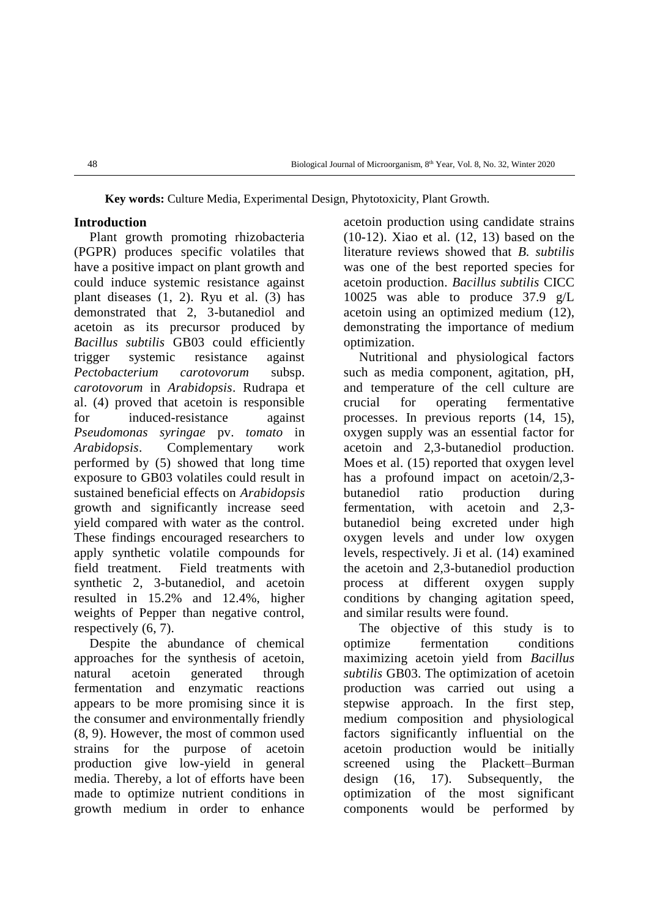**Key words:** Culture Media, Experimental Design, Phytotoxicity, Plant Growth.

## Introduction

Plant growth promoting rhizobacteria (PGPR) produces specific volatiles that have a positive impact on plant growth and could induce systemic resistance against plant diseases (1, 2). Ryu et al. (3) has demonstrated that 2, 3-butanediol and acetoin as its precursor produced by *Bacillus subtilis* GB03 could efficiently trigger systemic resistance against *Pectobacterium carotovorum* subsp. *carotovorum* in *Arabidopsis*. Rudrapa et al. (4) proved that acetoin is responsible for induced-resistance against *Pseudomonas syringae* pv. *tomato* in *Arabidopsis*. Complementary work performed by (5) showed that long time exposure to GB03 volatiles could result in sustained beneficial effects on *Arabidopsis* growth and significantly increase seed yield compared with water as the control. These findings encouraged researchers to apply synthetic volatile compounds for field treatment. Field treatments with synthetic 2, 3-butanediol, and acetoin resulted in 15.2% and 12.4%, higher weights of Pepper than negative control, respectively (6, 7).

Despite the abundance of chemical approaches for the synthesis of acetoin, natural acetoin generated through fermentation and enzymatic reactions appears to be more promising since it is the consumer and environmentally friendly (8, 9). However, the most of common used strains for the purpose of acetoin production give low-yield in general media. Thereby, a lot of efforts have been made to optimize nutrient conditions in growth medium in order to enhance acetoin production using candidate strains (10-12). Xiao et al. (12, 13) based on the literature reviews showed that *B. subtilis* was one of the best reported species for acetoin production. *Bacillus subtilis* CICC 10025 was able to produce 37.9 g/L acetoin using an optimized medium (12), demonstrating the importance of medium optimization.

Nutritional and physiological factors such as media component, agitation, pH, and temperature of the cell culture are crucial for operating fermentative processes. In previous reports (14, 15), oxygen supply was an essential factor for acetoin and 2,3-butanediol production. Moes et al. (15) reported that oxygen level has a profound impact on acetoin/2,3-butanediol ratio production during fermentation, with acetoin and 2,3-butanediol being excreted under high oxygen levels and under low oxygen levels, respectively. Ji et al. (14) examined the acetoin and 2,3-butanediol production process at different oxygen supply conditions by changing agitation speed, and similar results were found.

The objective of this study is to optimize fermentation conditions maximizing acetoin yield from *Bacillus subtilis* GB03. The optimization of acetoin production was carried out using a stepwise approach. In the first step, medium composition and physiological factors significantly influential on the acetoin production would be initially screened using the Plackett–Burman design (16, 17). Subsequently, the optimization of the most significant components would be performed by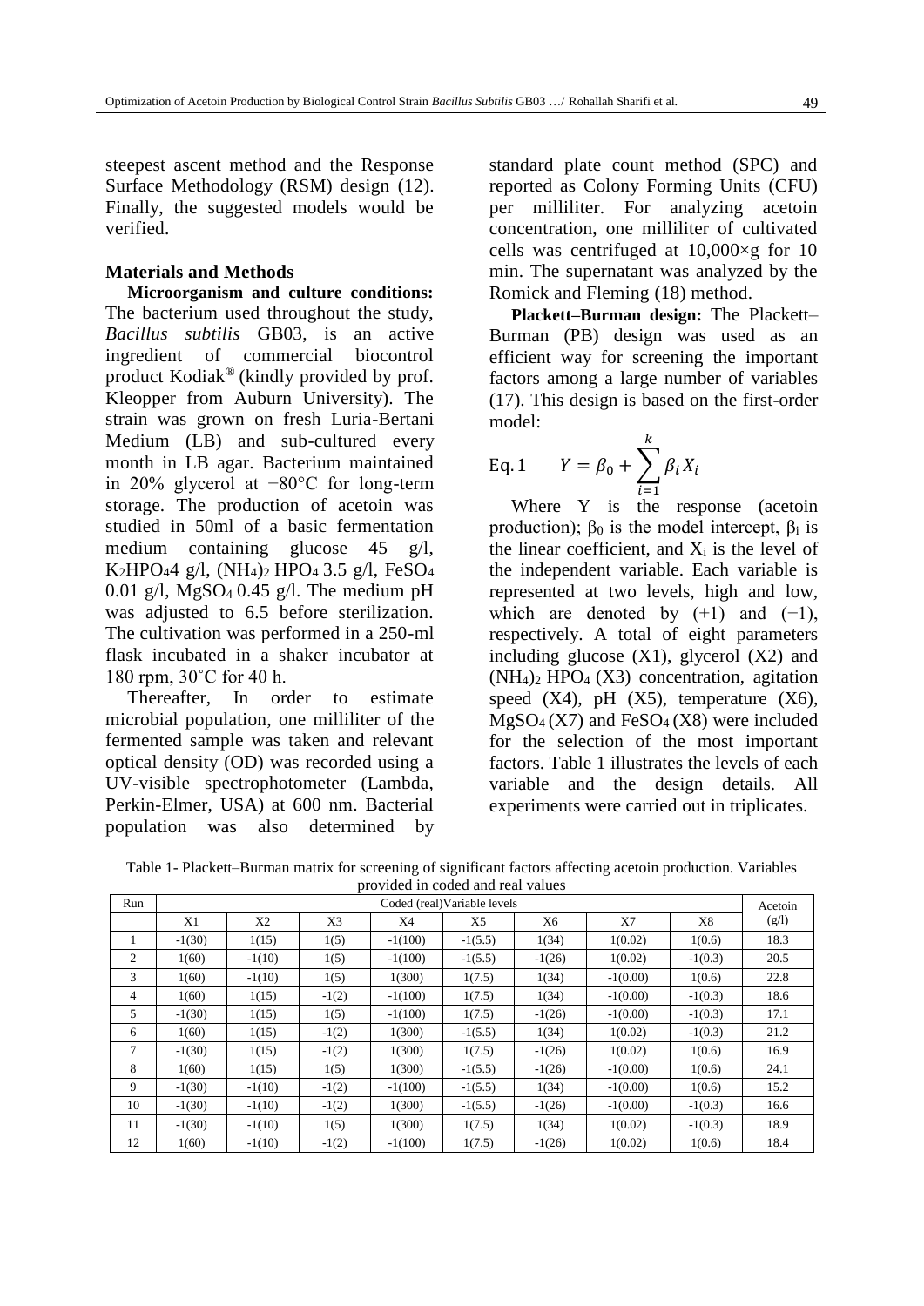steepest ascent method and the Response Surface Methodology (RSM) design (12). Finally, the suggested models would be verified.

## Materials and Methods

**Microorganism and culture conditions:** The bacterium used throughout the study, *Bacillus subtilis* GB03, is an active ingredient of commercial biocontrol product Kodiak® (kindly provided by prof. Kleopper from Auburn University). The strain was grown on fresh Luria-Bertani Medium (LB) and sub-cultured every month in LB agar. Bacterium maintained in 20% glycerol at −80°C for long-term storage. The production of acetoin was studied in 50ml of a basic fermentation medium containing glucose 45 g/l, $K_2HPO_4$ 4 g/l, $(NH_4)_2$ $HPO_4$ 3.5 g/l, $FeSO_4$ 0.01 g/l, $MgSO_4$ 0.45 g/l. The medium pH was adjusted to 6.5 before sterilization. The cultivation was performed in a 250-ml flask incubated in a shaker incubator at 180 rpm, 30˚C for 40 h.

Thereafter, In order to estimate microbial population, one milliliter of the fermented sample was taken and relevant optical density (OD) was recorded using a UV-visible spectrophotometer (Lambda, Perkin-Elmer, USA) at 600 nm. Bacterial population was also determined by standard plate count method (SPC) and reported as Colony Forming Units (CFU) per milliliter. For analyzing acetoin concentration, one milliliter of cultivated cells was centrifuged at 10,000×g for 10 min. The supernatant was analyzed by the Romick and Fleming (18) method.

**Plackett–Burman design:** The Plackett–Burman (PB) design was used as an efficient way for screening the important factors among a large number of variables (17). This design is based on the first-order model:

$$\text{Eq. 1} \qquad Y = \beta_0 + \sum_{i=1}^{k} \beta_i X_i$$

Where Y is the response (acetoin production); $\beta_0$ is the model intercept, $\beta_i$ is the linear coefficient, and $X_i$ is the level of the independent variable. Each variable is represented at two levels, high and low, which are denoted by (+1) and (−1), respectively. A total of eight parameters including glucose (X1), glycerol (X2) and $(NH_4)_2$ $HPO_4$ (X3) concentration, agitation speed (X4), pH (X5), temperature (X6), $MgSO_4$ (X7) and $FeSO_4$ (X8) were included for the selection of the most important factors. Table 1 illustrates the levels of each variable and the design details. All experiments were carried out in triplicates.

Table 1- Plackett–Burman matrix for screening of significant factors affecting acetoin production. Variables provided in coded and real values

| Run | Coded (real)Variable levels | | | | | | | | Acetoin (g/l) |
|---|---|---|---|---|---|---|---|---|---|
| | X1 | X2 | X3 | X4 | X5 | X6 | X7 | X8 | |
| 1 | -1(30) | 1(15) | 1(5) | -1(100) | -1(5.5) | 1(34) | 1(0.02) | 1(0.6) | 18.3 |
| 2 | 1(60) | -1(10) | 1(5) | -1(100) | -1(5.5) | -1(26) | 1(0.02) | -1(0.3) | 20.5 |
| 3 | 1(60) | -1(10) | 1(5) | 1(300) | 1(7.5) | 1(34) | -1(0.00) | 1(0.6) | 22.8 |
| 4 | 1(60) | 1(15) | -1(2) | -1(100) | 1(7.5) | 1(34) | -1(0.00) | -1(0.3) | 18.6 |
| 5 | -1(30) | 1(15) | 1(5) | -1(100) | 1(7.5) | -1(26) | -1(0.00) | -1(0.3) | 17.1 |
| 6 | 1(60) | 1(15) | -1(2) | 1(300) | -1(5.5) | 1(34) | 1(0.02) | -1(0.3) | 21.2 |
| 7 | -1(30) | 1(15) | -1(2) | 1(300) | 1(7.5) | -1(26) | 1(0.02) | 1(0.6) | 16.9 |
| 8 | 1(60) | 1(15) | 1(5) | 1(300) | -1(5.5) | -1(26) | -1(0.00) | 1(0.6) | 24.1 |
| 9 | -1(30) | -1(10) | -1(2) | -1(100) | -1(5.5) | 1(34) | -1(0.00) | 1(0.6) | 15.2 |
| 10 | -1(30) | -1(10) | -1(2) | 1(300) | -1(5.5) | -1(26) | -1(0.00) | -1(0.3) | 16.6 |
| 11 | -1(30) | -1(10) | 1(5) | 1(300) | 1(7.5) | 1(34) | 1(0.02) | -1(0.3) | 18.9 |
| 12 | 1(60) | -1(10) | -1(2) | -1(100) | 1(7.5) | -1(26) | 1(0.02) | 1(0.6) | 18.4 |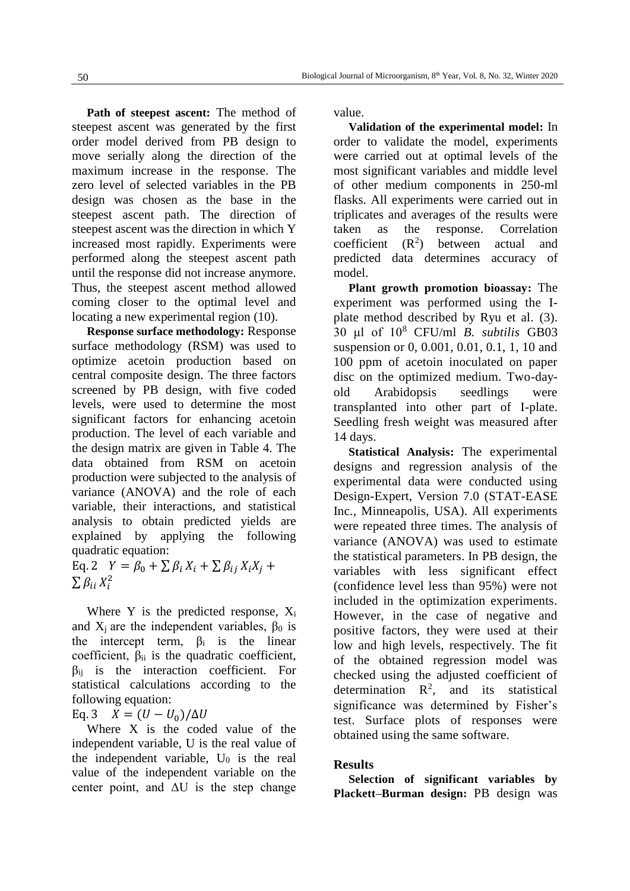**Path of steepest ascent:** The method of steepest ascent was generated by the first order model derived from PB design to move serially along the direction of the maximum increase in the response. The zero level of selected variables in the PB design was chosen as the base in the steepest ascent path. The direction of steepest ascent was the direction in which Y increased most rapidly. Experiments were performed along the steepest ascent path until the response did not increase anymore. Thus, the steepest ascent method allowed coming closer to the optimal level and locating a new experimental region (10).

**Response surface methodology:** Response surface methodology (RSM) was used to optimize acetoin production based on central composite design. The three factors screened by PB design, with five coded levels, were used to determine the most significant factors for enhancing acetoin production. The level of each variable and the design matrix are given in Table 4. The data obtained from RSM on acetoin production were subjected to the analysis of variance (ANOVA) and the role of each variable, their interactions, and statistical analysis to obtain predicted yields are explained by applying the following quadratic equation:

Eq. 2 $$Y = \beta_0 + \sum \beta_i X_i + \sum \beta_{ij} X_i X_j + \sum \beta_{ii} X_i^2$$

Where Y is the predicted response, $X_i$ and $X_j$ are the independent variables, $\beta_0$ is the intercept term, $\beta_i$ is the linear coefficient, $\beta_{ii}$ is the quadratic coefficient, $\beta_{ij}$ is the interaction coefficient. For statistical calculations according to the following equation:

Eq. 3 $$X = (U - U_0)/\Delta U$$

Where X is the coded value of the independent variable, U is the real value of the independent variable, $U_0$ is the real value of the independent variable on the center point, and $\Delta U$ is the step change value.

**Validation of the experimental model:** In order to validate the model, experiments were carried out at optimal levels of the most significant variables and middle level of other medium components in 250-ml flasks. All experiments were carried out in triplicates and averages of the results were taken as the response. Correlation coefficient ($R^2$) between actual and predicted data determines accuracy of model.

**Plant growth promotion bioassay:** The experiment was performed using the I-plate method described by Ryu et al. (3). 30 μl of $10^8$ CFU/ml *B. subtilis* GB03 suspension or 0, 0.001, 0.01, 0.1, 1, 10 and 100 ppm of acetoin inoculated on paper disc on the optimized medium. Two-day-old Arabidopsis seedlings were transplanted into other part of I-plate. Seedling fresh weight was measured after 14 days.

**Statistical Analysis:** The experimental designs and regression analysis of the experimental data were conducted using Design-Expert, Version 7.0 (STAT-EASE Inc., Minneapolis, USA). All experiments were repeated three times. The analysis of variance (ANOVA) was used to estimate the statistical parameters. In PB design, the variables with less significant effect (confidence level less than 95%) were not included in the optimization experiments. However, in the case of negative and positive factors, they were used at their low and high levels, respectively. The fit of the obtained regression model was checked using the adjusted coefficient of determination $R^2$, and its statistical significance was determined by Fisher's test. Surface plots of responses were obtained using the same software.

## Results

**Selection of significant variables by Plackett–Burman design:** PB design was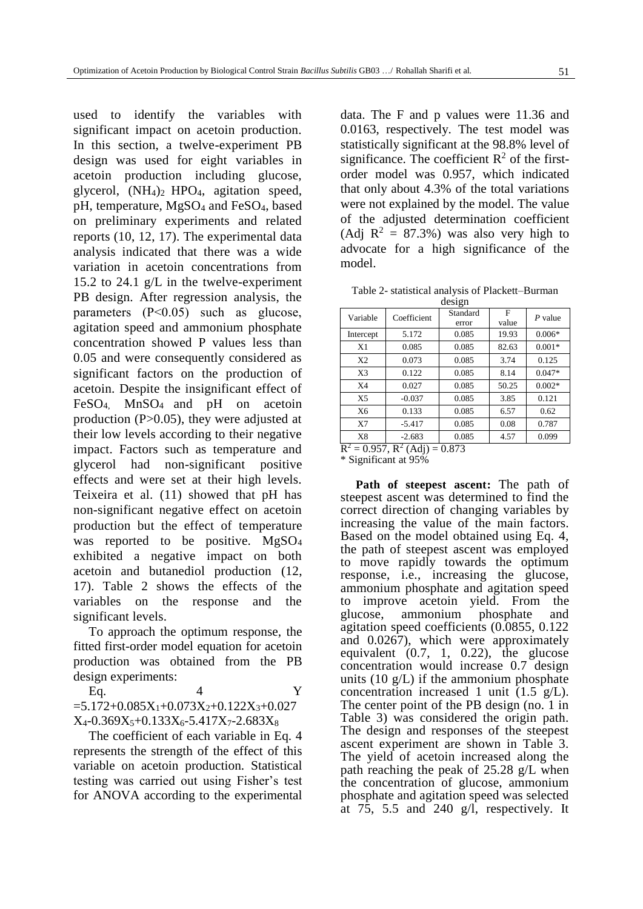used to identify the variables with significant impact on acetoin production. In this section, a twelve-experiment PB design was used for eight variables in acetoin production including glucose, glycerol, $(NH_4)_2$ $HPO_4$, agitation speed, pH, temperature, $MgSO_4$ and $FeSO_4$, based on preliminary experiments and related reports (10, 12, 17). The experimental data analysis indicated that there was a wide variation in acetoin concentrations from 15.2 to 24.1 g/L in the twelve-experiment PB design. After regression analysis, the parameters ($P<0.05$) such as glucose, agitation speed and ammonium phosphate concentration showed P values less than 0.05 and were consequently considered as significant factors on the production of acetoin. Despite the insignificant effect of $FeSO_4$, $MnSO_4$ and pH on acetoin production ($P>0.05$), they were adjusted at their low levels according to their negative impact. Factors such as temperature and glycerol had non-significant positive effects and were set at their high levels. Teixeira et al. (11) showed that pH has non-significant negative effect on acetoin production but the effect of temperature was reported to be positive. $MgSO_4$ exhibited a negative impact on both acetoin and butanediol production (12, 17). Table 2 shows the effects of the variables on the response and the significant levels.

To approach the optimum response, the fitted first-order model equation for acetoin production was obtained from the PB design experiments:

Eq. 4 $Y = 5.172+0.085X_1+0.073X_2+0.122X_3+0.027X_4-0.369X_5+0.133X_6-5.417X_7-2.683X_8$

The coefficient of each variable in Eq. 4 represents the strength of the effect of this variable on acetoin production. Statistical testing was carried out using Fisher's test for ANOVA according to the experimental data. The F and p values were 11.36 and 0.0163, respectively. The test model was statistically significant at the 98.8% level of significance. The coefficient $R^2$ of the first-order model was 0.957, which indicated that only about 4.3% of the total variations were not explained by the model. The value of the adjusted determination coefficient (Adj $R^2$ = 87.3%) was also very high to advocate for a high significance of the model.

Table 2- statistical analysis of Plackett–Burman design

| Variable | Coefficient | Standard error | F value | *P* value |
|---|---|---|---|---|
| Intercept | 5.172 | 0.085 | 19.93 | 0.006* |
| X1 | 0.085 | 0.085 | 82.63 | 0.001* |
| X2 | 0.073 | 0.085 | 3.74 | 0.125 |
| X3 | 0.122 | 0.085 | 8.14 | 0.047* |
| X4 | 0.027 | 0.085 | 50.25 | 0.002* |
| X5 | -0.037 | 0.085 | 3.85 | 0.121 |
| X6 | 0.133 | 0.085 | 6.57 | 0.62 |
| X7 | -5.417 | 0.085 | 0.08 | 0.787 |
| X8 | -2.683 | 0.085 | 4.57 | 0.099 |

$R^2$ = 0.957, $R^2$ (Adj) = 0.873

* Significant at 95%

**Path of steepest ascent:** The path of steepest ascent was determined to find the correct direction of changing variables by increasing the value of the main factors. Based on the model obtained using Eq. 4, the path of steepest ascent was employed to move rapidly towards the optimum response, i.e., increasing the glucose, ammonium phosphate and agitation speed to improve acetoin yield. From the glucose, ammonium phosphate and agitation speed coefficients (0.0855, 0.122 and 0.0267), which were approximately equivalent (0.7, 1, 0.22), the glucose concentration would increase 0.7 design units (10 g/L) if the ammonium phosphate concentration increased 1 unit (1.5 g/L). The center point of the PB design (no. 1 in Table 3) was considered the origin path. The design and responses of the steepest ascent experiment are shown in Table 3. The yield of acetoin increased along the path reaching the peak of 25.28 g/L when the concentration of glucose, ammonium phosphate and agitation speed was selected at 75, 5.5 and 240 g/l, respectively. It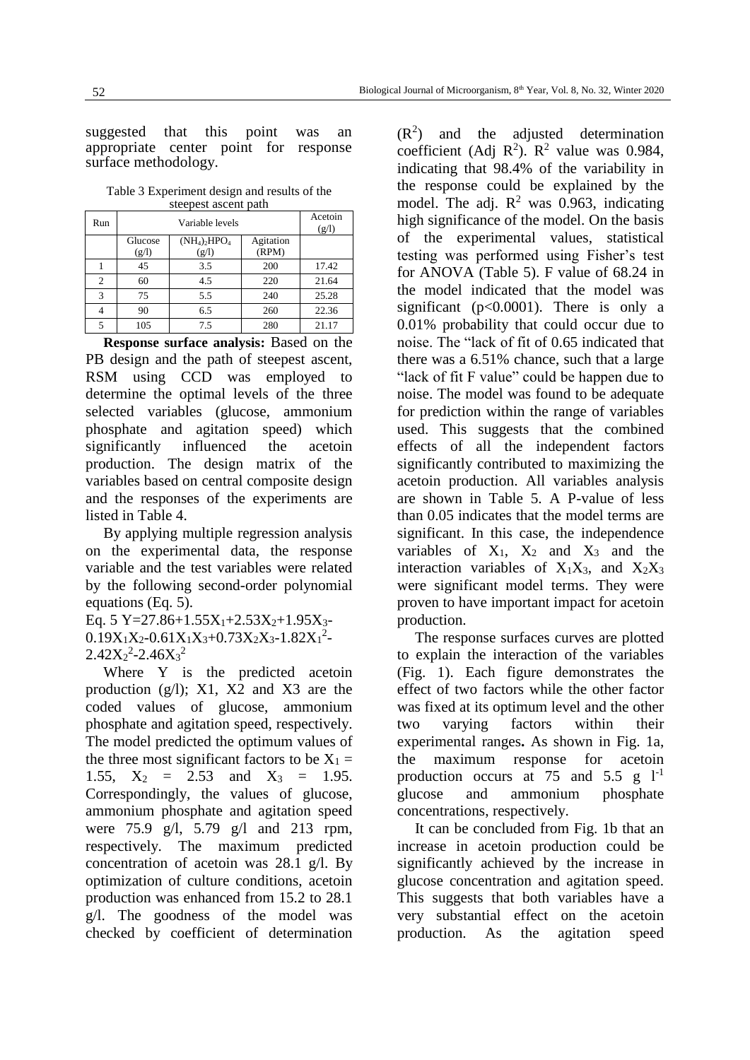suggested that this point was an appropriate center point for response surface methodology.

Table 3 Experiment design and results of the steepest ascent path

| Run | Variable levels | | | Acetoin (g/l) |
|---|---|---|---|---|
| | Glucose (g/l) | $(NH_4)_2HPO_4$ (g/l) | Agitation (RPM) | |
| 1 | 45 | 3.5 | 200 | 17.42 |
| 2 | 60 | 4.5 | 220 | 21.64 |
| 3 | 75 | 5.5 | 240 | 25.28 |
| 4 | 90 | 6.5 | 260 | 22.36 |
| 5 | 105 | 7.5 | 280 | 21.17 |

**Response surface analysis:** Based on the PB design and the path of steepest ascent, RSM using CCD was employed to determine the optimal levels of the three selected variables (glucose, ammonium phosphate and agitation speed) which significantly influenced the acetoin production. The design matrix of the variables based on central composite design and the responses of the experiments are listed in Table 4.

By applying multiple regression analysis on the experimental data, the response variable and the test variables were related by the following second-order polynomial equations (Eq. 5).

Eq. 5 $Y=27.86+1.55X_1+2.53X_2+1.95X_3-0.19X_1X_2-0.61X_1X_3+0.73X_2X_3-1.82X_1^2-2.42X_2^2-2.46X_3^2$

Where Y is the predicted acetoin production (g/l); X1, X2 and X3 are the coded values of glucose, ammonium phosphate and agitation speed, respectively. The model predicted the optimum values of the three most significant factors to be $X_1 = 1.55$, $X_2 = 2.53$ and $X_3 = 1.95$. Correspondingly, the values of glucose, ammonium phosphate and agitation speed were 75.9 g/l, 5.79 g/l and 213 rpm, respectively. The maximum predicted concentration of acetoin was 28.1 g/l. By optimization of culture conditions, acetoin production was enhanced from 15.2 to 28.1 g/l. The goodness of the model was checked by coefficient of determination ($R^2$) and the adjusted determination coefficient (Adj $R^2$). $R^2$ value was 0.984, indicating that 98.4% of the variability in the response could be explained by the model. The adj. $R^2$ was 0.963, indicating high significance of the model. On the basis of the experimental values, statistical testing was performed using Fisher's test for ANOVA (Table 5). F value of 68.24 in the model indicated that the model was significant ($p<0.0001$). There is only a 0.01% probability that could occur due to noise. The "lack of fit of 0.65 indicated that there was a 6.51% chance, such that a large "lack of fit F value" could be happen due to noise. The model was found to be adequate for prediction within the range of variables used. This suggests that the combined effects of all the independent factors significantly contributed to maximizing the acetoin production. All variables analysis are shown in Table 5. A P-value of less than 0.05 indicates that the model terms are significant. In this case, the independence variables of $X_1$, $X_2$ and $X_3$ and the interaction variables of $X_1X_3$, and $X_2X_3$ were significant model terms. They were proven to have important impact for acetoin production.

The response surfaces curves are plotted to explain the interaction of the variables (Fig. 1). Each figure demonstrates the effect of two factors while the other factor was fixed at its optimum level and the other two varying factors within their experimental ranges**.** As shown in Fig. 1a, the maximum response for acetoin production occurs at 75 and 5.5 g $l^{-1}$ glucose and ammonium phosphate concentrations, respectively.

It can be concluded from Fig. 1b that an increase in acetoin production could be significantly achieved by the increase in glucose concentration and agitation speed. This suggests that both variables have a very substantial effect on the acetoin production. As the agitation speed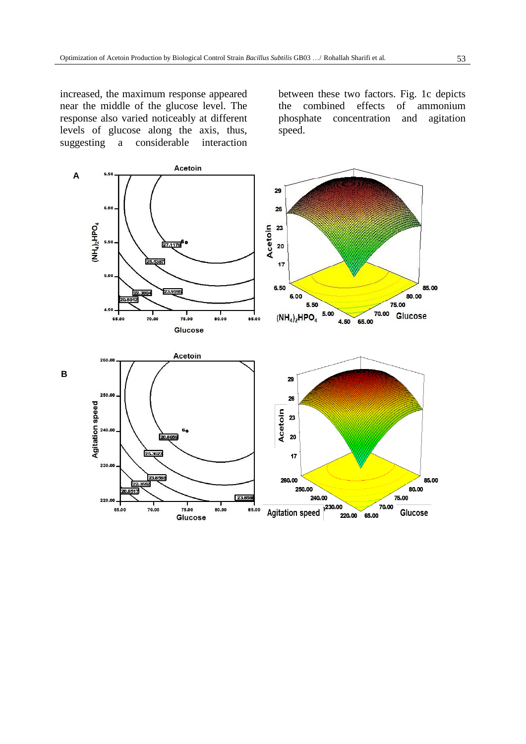increased, the maximum response appeared near the middle of the glucose level. The response also varied noticeably at different levels of glucose along the axis, thus, suggesting a considerable interaction between these two factors. Fig. 1c depicts the combined effects of ammonium phosphate concentration and agitation speed.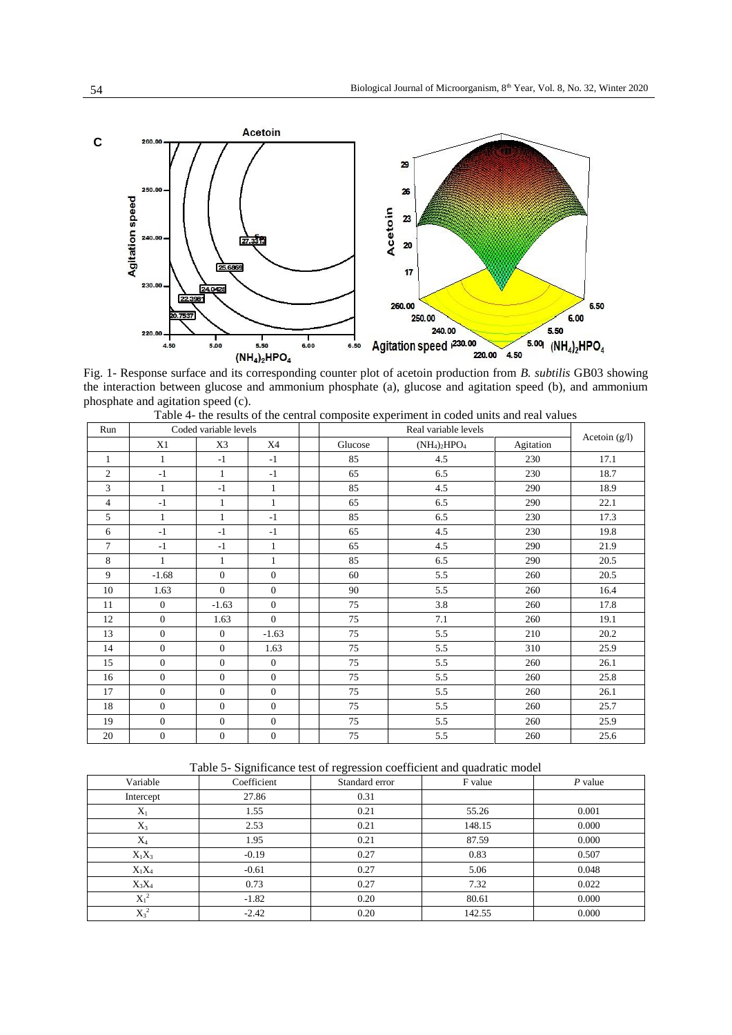Fig. 1- Response surface and its corresponding counter plot of acetoin production from *B. subtilis* GB03 showing the interaction between glucose and ammonium phosphate (a), glucose and agitation speed (b), and ammonium phosphate and agitation speed (c).

Table 4- the results of the central composite experiment in coded units and real values

| Run | Coded variable levels | | | Real variable levels | | | Acetoin (g/l) |
|---|---|---|---|---|---|---|---|
| | X1 | X3 | X4 | Glucose | $(NH_4)_2HPO_4$ | Agitation | |
| 1 | 1 | -1 | -1 | 85 | 4.5 | 230 | 17.1 |
| 2 | -1 | 1 | -1 | 65 | 6.5 | 230 | 18.7 |
| 3 | 1 | -1 | 1 | 85 | 4.5 | 290 | 18.9 |
| 4 | -1 | 1 | 1 | 65 | 6.5 | 290 | 22.1 |
| 5 | 1 | 1 | -1 | 85 | 6.5 | 230 | 17.3 |
| 6 | -1 | -1 | -1 | 65 | 4.5 | 230 | 19.8 |
| 7 | -1 | -1 | 1 | 65 | 4.5 | 290 | 21.9 |
| 8 | 1 | 1 | 1 | 85 | 6.5 | 290 | 20.5 |
| 9 | -1.68 | 0 | 0 | 60 | 5.5 | 260 | 20.5 |
| 10 | 1.63 | 0 | 0 | 90 | 5.5 | 260 | 16.4 |
| 11 | 0 | -1.63 | 0 | 75 | 3.8 | 260 | 17.8 |
| 12 | 0 | 1.63 | 0 | 75 | 7.1 | 260 | 19.1 |
| 13 | 0 | 0 | -1.63 | 75 | 5.5 | 210 | 20.2 |
| 14 | 0 | 0 | 1.63 | 75 | 5.5 | 310 | 25.9 |
| 15 | 0 | 0 | 0 | 75 | 5.5 | 260 | 26.1 |
| 16 | 0 | 0 | 0 | 75 | 5.5 | 260 | 25.8 |
| 17 | 0 | 0 | 0 | 75 | 5.5 | 260 | 26.1 |
| 18 | 0 | 0 | 0 | 75 | 5.5 | 260 | 25.7 |
| 19 | 0 | 0 | 0 | 75 | 5.5 | 260 | 25.9 |
| 20 | 0 | 0 | 0 | 75 | 5.5 | 260 | 25.6 |

Table 5- Significance test of regression coefficient and quadratic model

| Variable | Coefficient | Standard error | F value | *P* value |
|---|---|---|---|---|
| Intercept | 27.86 | 0.31 | | |
| $X_1$ | 1.55 | 0.21 | 55.26 | 0.001 |
| $X_3$ | 2.53 | 0.21 | 148.15 | 0.000 |
| $X_4$ | 1.95 | 0.21 | 87.59 | 0.000 |
| $X_1X_3$ | -0.19 | 0.27 | 0.83 | 0.507 |
| $X_1X_4$ | -0.61 | 0.27 | 5.06 | 0.048 |
| $X_3X_4$ | 0.73 | 0.27 | 7.32 | 0.022 |
| $X_1^2$ | -1.82 | 0.20 | 80.61 | 0.000 |
| $X_3^2$ | -2.42 | 0.20 | 142.55 | 0.000 |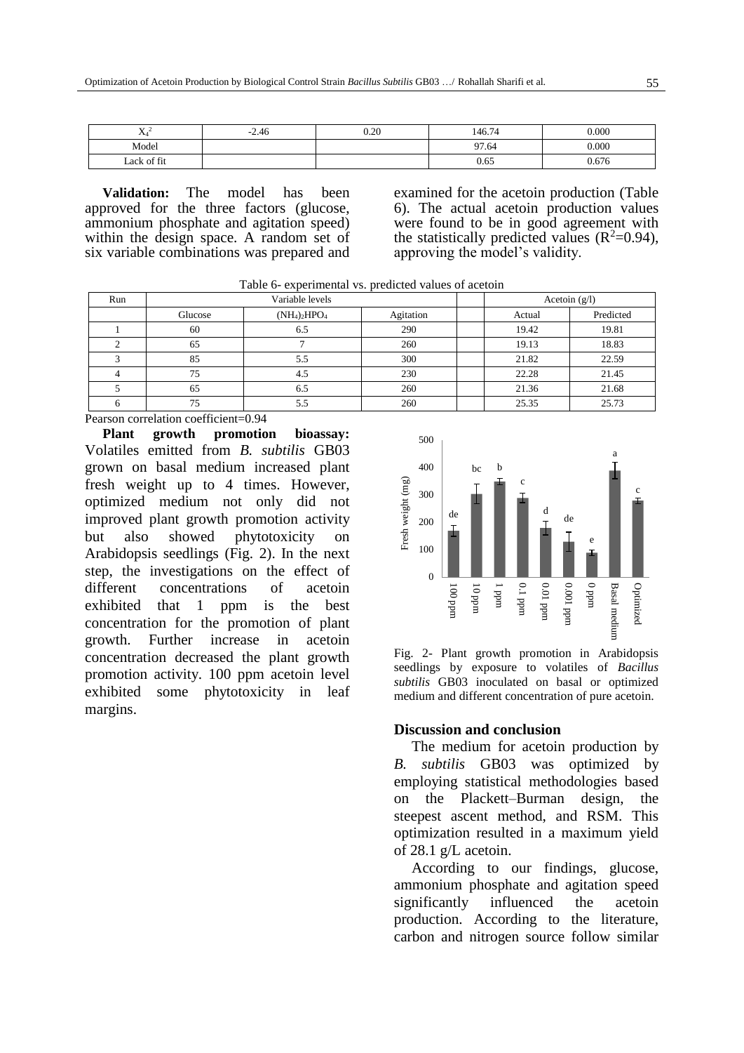| $X_4^2$ | -2.46 | 0.20 | 146.74 | 0.000 |
|---|---|---|---|---|
| Model | | | 97.64 | 0.000 |
| Lack of fit | | | 0.65 | 0.676 |

**Validation:** The model has been approved for the three factors (glucose, ammonium phosphate and agitation speed) within the design space. A random set of six variable combinations was prepared and examined for the acetoin production (Table 6). The actual acetoin production values were found to be in good agreement with the statistically predicted values ($R^2$=0.94), approving the model's validity.

Table 6- experimental vs. predicted values of acetoin

| Run | Variable levels | | | | Acetoin (g/l) | |
|---|---|---|---|---|---|---|
| | Glucose | $(NH_4)_2HPO_4$ | Agitation | | Actual | Predicted |
| 1 | 60 | 6.5 | 290 | | 19.42 | 19.81 |
| 2 | 65 | 7 | 260 | | 19.13 | 18.83 |
| 3 | 85 | 5.5 | 300 | | 21.82 | 22.59 |
| 4 | 75 | 4.5 | 230 | | 22.28 | 21.45 |
| 5 | 65 | 6.5 | 260 | | 21.36 | 21.68 |
| 6 | 75 | 5.5 | 260 | | 25.35 | 25.73 |

Pearson correlation coefficient=0.94

**Plant growth promotion bioassay:** Volatiles emitted from *B. subtilis* GB03 grown on basal medium increased plant fresh weight up to 4 times. However, optimized medium not only did not improved plant growth promotion activity but also showed phytotoxicity on Arabidopsis seedlings (Fig. 2). In the next step, the investigations on the effect of different concentrations of acetoin exhibited that 1 ppm is the best concentration for the promotion of plant growth. Further increase in acetoin concentration decreased the plant growth promotion activity. 100 ppm acetoin level exhibited some phytotoxicity in leaf margins.

Fig. 2- Plant growth promotion in Arabidopsis seedlings by exposure to volatiles of *Bacillus subtilis* GB03 inoculated on basal or optimized medium and different concentration of pure acetoin.

## Discussion and conclusion

The medium for acetoin production by *B. subtilis* GB03 was optimized by employing statistical methodologies based on the Plackett–Burman design, the steepest ascent method, and RSM. This optimization resulted in a maximum yield of 28.1 g/L acetoin.

According to our findings, glucose, ammonium phosphate and agitation speed significantly influenced the acetoin production. According to the literature, carbon and nitrogen source follow similar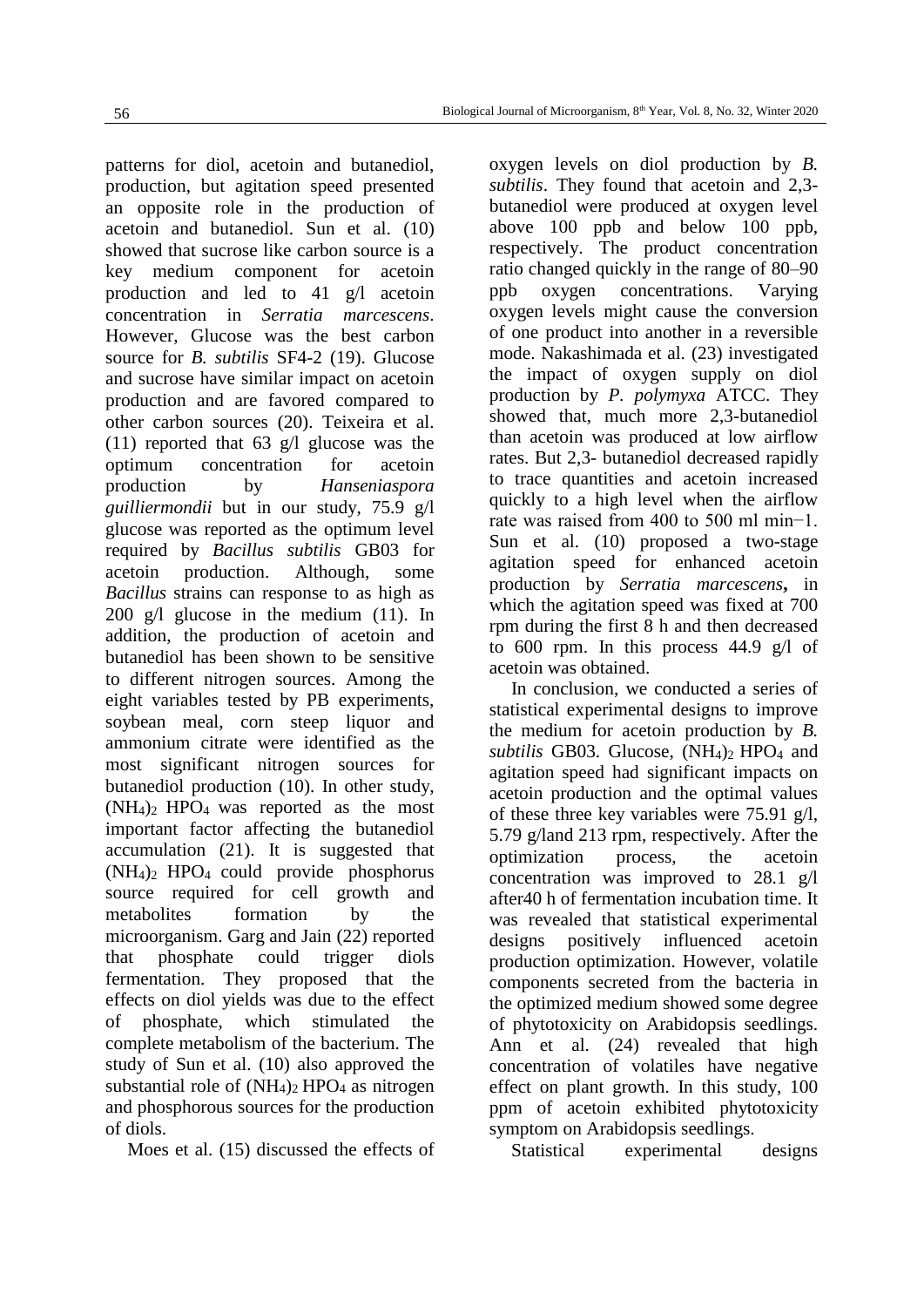patterns for diol, acetoin and butanediol, production, but agitation speed presented an opposite role in the production of acetoin and butanediol. Sun et al. (10) showed that sucrose like carbon source is a key medium component for acetoin production and led to 41 g/l acetoin concentration in *Serratia marcescens*. However, Glucose was the best carbon source for *B. subtilis* SF4-2 (19). Glucose and sucrose have similar impact on acetoin production and are favored compared to other carbon sources (20). Teixeira et al. (11) reported that 63 g/l glucose was the optimum concentration for acetoin production by *Hanseniaspora guilliermondii* but in our study, 75.9 g/l glucose was reported as the optimum level required by *Bacillus subtilis* GB03 for acetoin production. Although, some *Bacillus* strains can response to as high as 200 g/l glucose in the medium (11). In addition, the production of acetoin and butanediol has been shown to be sensitive to different nitrogen sources. Among the eight variables tested by PB experiments, soybean meal, corn steep liquor and ammonium citrate were identified as the most significant nitrogen sources for butanediol production (10). In other study, $(NH_4)_2$ $HPO_4$ was reported as the most important factor affecting the butanediol accumulation (21). It is suggested that $(NH_4)_2$ $HPO_4$ could provide phosphorus source required for cell growth and metabolites formation by the microorganism. Garg and Jain (22) reported that phosphate could trigger diols fermentation. They proposed that the effects on diol yields was due to the effect of phosphate, which stimulated the complete metabolism of the bacterium. The study of Sun et al. (10) also approved the substantial role of $(NH_4)_2$ $HPO_4$ as nitrogen and phosphorous sources for the production of diols.

Moes et al. (15) discussed the effects of oxygen levels on diol production by *B. subtilis*. They found that acetoin and 2,3-butanediol were produced at oxygen level above 100 ppb and below 100 ppb, respectively. The product concentration ratio changed quickly in the range of 80–90 ppb oxygen concentrations. Varying oxygen levels might cause the conversion of one product into another in a reversible mode. Nakashimada et al. (23) investigated the impact of oxygen supply on diol production by *P. polymyxa* ATCC. They showed that, much more 2,3-butanediol than acetoin was produced at low airflow rates. But 2,3- butanediol decreased rapidly to trace quantities and acetoin increased quickly to a high level when the airflow rate was raised from 400 to 500 ml min−1. Sun et al. (10) proposed a two-stage agitation speed for enhanced acetoin production by *Serratia marcescens***,** in which the agitation speed was fixed at 700 rpm during the first 8 h and then decreased to 600 rpm. In this process 44.9 g/l of acetoin was obtained.

In conclusion, we conducted a series of statistical experimental designs to improve the medium for acetoin production by *B. subtilis* GB03. Glucose, $(NH_4)_2$ $HPO_4$ and agitation speed had significant impacts on acetoin production and the optimal values of these three key variables were 75.91 g/l, 5.79 g/land 213 rpm, respectively. After the optimization process, the acetoin concentration was improved to 28.1 g/l after40 h of fermentation incubation time. It was revealed that statistical experimental designs positively influenced acetoin production optimization. However, volatile components secreted from the bacteria in the optimized medium showed some degree of phytotoxicity on Arabidopsis seedlings. Ann et al. (24) revealed that high concentration of volatiles have negative effect on plant growth. In this study, 100 ppm of acetoin exhibited phytotoxicity symptom on Arabidopsis seedlings.

Statistical experimental designs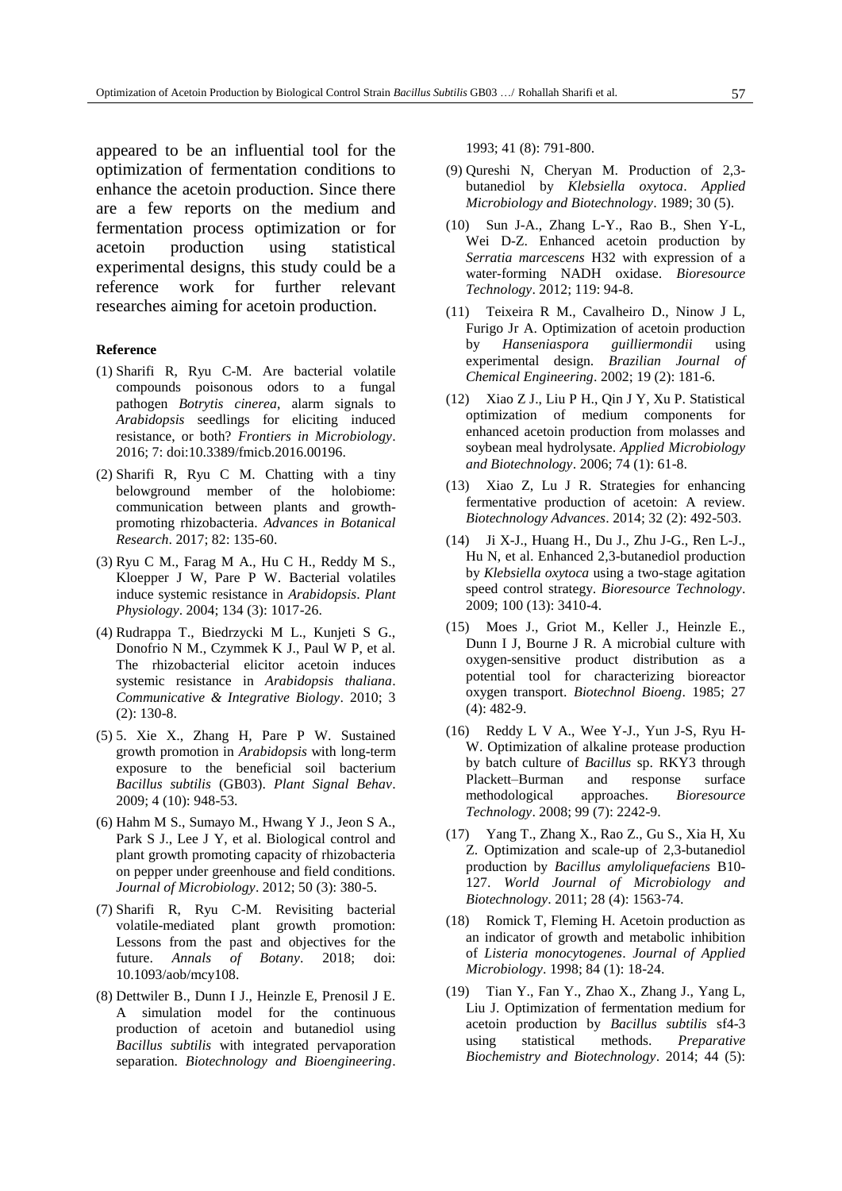appeared to be an influential tool for the optimization of fermentation conditions to enhance the acetoin production. Since there are a few reports on the medium and fermentation process optimization or for acetoin production using statistical experimental designs, this study could be a reference work for further relevant researches aiming for acetoin production.

#### Reference

(1) Sharifi R, Ryu C-M. Are bacterial volatile compounds poisonous odors to a fungal pathogen *Botrytis cinerea*, alarm signals to *Arabidopsis* seedlings for eliciting induced resistance, or both? *Frontiers in Microbiology*. 2016; 7: doi:10.3389/fmicb.2016.00196.

(2) Sharifi R, Ryu C M. Chatting with a tiny belowground member of the holobiome: communication between plants and growth-promoting rhizobacteria. *Advances in Botanical Research*. 2017; 82: 135-60.

(3) Ryu C M., Farag M A., Hu C H., Reddy M S., Kloepper J W, Pare P W. Bacterial volatiles induce systemic resistance in *Arabidopsis*. *Plant Physiology*. 2004; 134 (3): 1017-26.

(4) Rudrappa T., Biedrzycki M L., Kunjeti S G., Donofrio N M., Czymmek K J., Paul W P, et al. The rhizobacterial elicitor acetoin induces systemic resistance in *Arabidopsis thaliana*. *Communicative & Integrative Biology*. 2010; 3 (2): 130-8.

(5) 5. Xie X., Zhang H, Pare P W. Sustained growth promotion in *Arabidopsis* with long-term exposure to the beneficial soil bacterium *Bacillus subtilis* (GB03). *Plant Signal Behav*. 2009; 4 (10): 948-53.

(6) Hahm M S., Sumayo M., Hwang Y J., Jeon S A., Park S J., Lee J Y, et al. Biological control and plant growth promoting capacity of rhizobacteria on pepper under greenhouse and field conditions. *Journal of Microbiology*. 2012; 50 (3): 380-5.

(7) Sharifi R, Ryu C-M. Revisiting bacterial volatile-mediated plant growth promotion: Lessons from the past and objectives for the future. *Annals of Botany*. 2018; doi: 10.1093/aob/mcy108.

(8) Dettwiler B., Dunn I J., Heinzle E, Prenosil J E. A simulation model for the continuous production of acetoin and butanediol using *Bacillus subtilis* with integrated pervaporation separation. *Biotechnology and Bioengineering*. 1993; 41 (8): 791-800.

(9) Qureshi N, Cheryan M. Production of 2,3-butanediol by *Klebsiella oxytoca*. *Applied Microbiology and Biotechnology*. 1989; 30 (5).

(10) Sun J-A., Zhang L-Y., Rao B., Shen Y-L, Wei D-Z. Enhanced acetoin production by *Serratia marcescens* H32 with expression of a water-forming NADH oxidase. *Bioresource Technology*. 2012; 119: 94-8.

(11) Teixeira R M., Cavalheiro D., Ninow J L, Furigo Jr A. Optimization of acetoin production by *Hanseniaspora guilliermondii* using experimental design. *Brazilian Journal of Chemical Engineering*. 2002; 19 (2): 181-6.

(12) Xiao Z J., Liu P H., Qin J Y, Xu P. Statistical optimization of medium components for enhanced acetoin production from molasses and soybean meal hydrolysate. *Applied Microbiology and Biotechnology*. 2006; 74 (1): 61-8.

(13) Xiao Z, Lu J R. Strategies for enhancing fermentative production of acetoin: A review. *Biotechnology Advances*. 2014; 32 (2): 492-503.

(14) Ji X-J., Huang H., Du J., Zhu J-G., Ren L-J., Hu N, et al. Enhanced 2,3-butanediol production by *Klebsiella oxytoca* using a two-stage agitation speed control strategy. *Bioresource Technology*. 2009; 100 (13): 3410-4.

(15) Moes J., Griot M., Keller J., Heinzle E., Dunn I J, Bourne J R. A microbial culture with oxygen-sensitive product distribution as a potential tool for characterizing bioreactor oxygen transport. *Biotechnol Bioeng*. 1985; 27 (4): 482-9.

(16) Reddy L V A., Wee Y-J., Yun J-S, Ryu H-W. Optimization of alkaline protease production by batch culture of *Bacillus* sp. RKY3 through Plackett–Burman and response surface methodological approaches. *Bioresource Technology*. 2008; 99 (7): 2242-9.

(17) Yang T., Zhang X., Rao Z., Gu S., Xia H, Xu Z. Optimization and scale-up of 2,3-butanediol production by *Bacillus amyloliquefaciens* B10-127. *World Journal of Microbiology and Biotechnology*. 2011; 28 (4): 1563-74.

(18) Romick T, Fleming H. Acetoin production as an indicator of growth and metabolic inhibition of *Listeria monocytogenes*. *Journal of Applied Microbiology*. 1998; 84 (1): 18-24.

(19) Tian Y., Fan Y., Zhao X., Zhang J., Yang L, Liu J. Optimization of fermentation medium for acetoin production by *Bacillus subtilis* sf4-3 using statistical methods. *Preparative Biochemistry and Biotechnology*. 2014; 44 (5):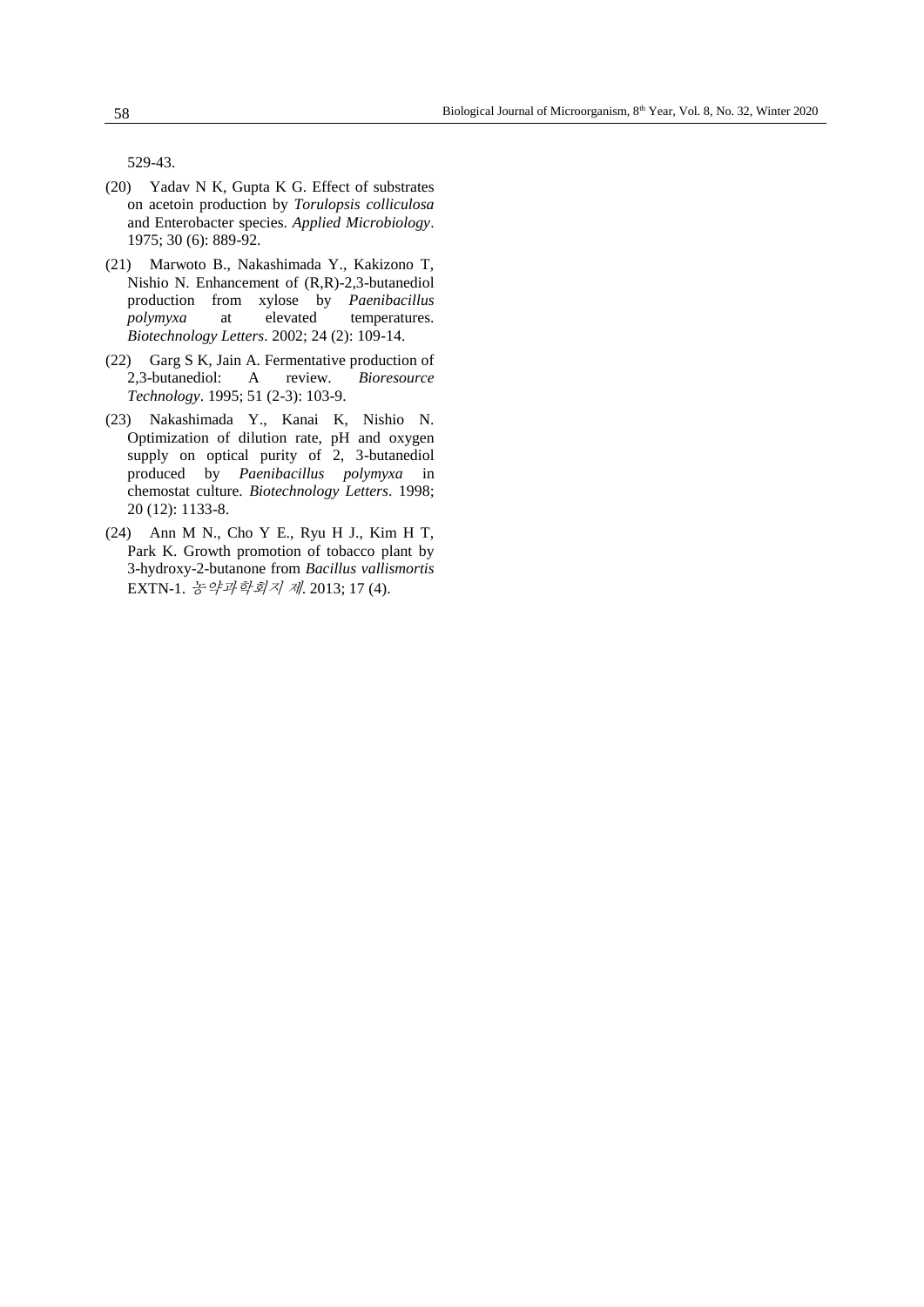529-43.

(20) Yadav N K, Gupta K G. Effect of substrates on acetoin production by *Torulopsis colliculosa* and Enterobacter species. *Applied Microbiology*. 1975; 30 (6): 889-92.

(21) Marwoto B., Nakashimada Y., Kakizono T, Nishio N. Enhancement of (R,R)-2,3-butanediol production from xylose by *Paenibacillus polymyxa* at elevated temperatures. *Biotechnology Letters*. 2002; 24 (2): 109-14.

(22) Garg S K, Jain A. Fermentative production of 2,3-butanediol: A review. *Bioresource Technology*. 1995; 51 (2-3): 103-9.

(23) Nakashimada Y., Kanai K, Nishio N. Optimization of dilution rate, pH and oxygen supply on optical purity of 2, 3-butanediol produced by *Paenibacillus polymyxa* in chemostat culture. *Biotechnology Letters*. 1998; 20 (12): 1133-8.

(24) Ann M N., Cho Y E., Ryu H J., Kim H T, Park K. Growth promotion of tobacco plant by 3-hydroxy-2-butanone from *Bacillus vallismortis* EXTN-1. *농약과학회지 제*. 2013; 17 (4).